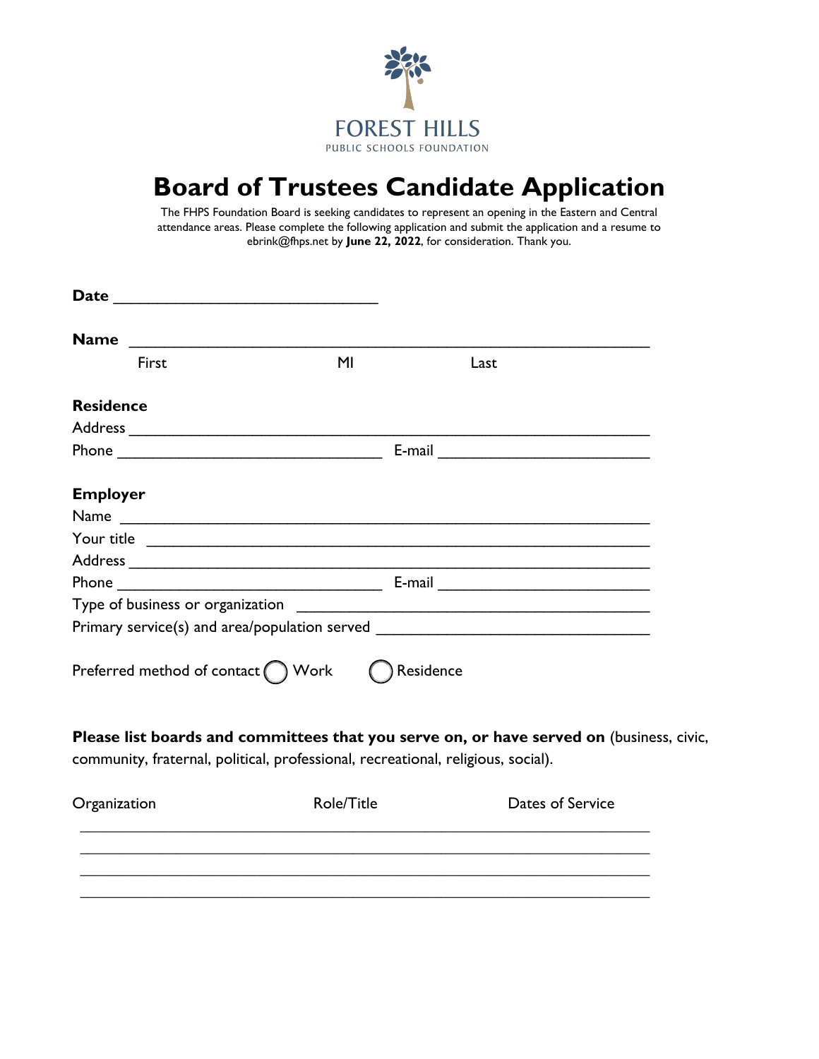FOREST HILLS
PUBLIC SCHOOLS FOUNDATION

# Board of Trustees Candidate Application

The FHPS Foundation Board is seeking candidates to represent an opening in the Eastern and Central attendance areas. Please complete the following application and submit the application and a resume to ebrink@fhps.net by **June 22, 2022**, for consideration. Thank you.

**Date** ______________________________

**Name** ____________________________________________________________
First MI Last

**Residence**

Address ____________________________________________________________

Phone ____________________________ E-mail ________________________

**Employer**

Name ______________________________________________________________

Your title ___________________________________________________________

Address ____________________________________________________________

Phone ____________________________ E-mail ________________________

Type of business or organization ______________________________________

Primary service(s) and area/population served ____________________________

Preferred method of contact ◯ Work ◯ Residence

**Please list boards and committees that you serve on, or have served on** (business, civic, community, fraternal, political, professional, recreational, religious, social).

| Organization | Role/Title | Dates of Service |
|---|---|---|
| | | |
| | | |
| | | |
| | | |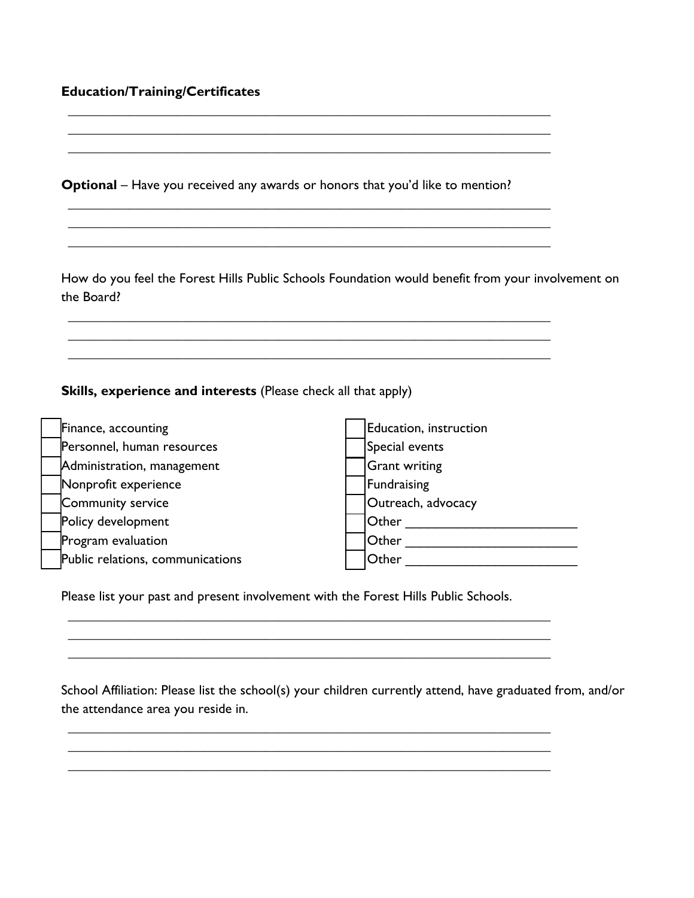**Education/Training/Certificates**

______________________________________________________________________
______________________________________________________________________
______________________________________________________________________

**Optional** – Have you received any awards or honors that you'd like to mention?

______________________________________________________________________
______________________________________________________________________
______________________________________________________________________

How do you feel the Forest Hills Public Schools Foundation would benefit from your involvement on the Board?

______________________________________________________________________
______________________________________________________________________
______________________________________________________________________

**Skills, experience and interests** (Please check all that apply)

- [ ] Finance, accounting
- [ ] Personnel, human resources
- [ ] Administration, management
- [ ] Nonprofit experience
- [ ] Community service
- [ ] Policy development
- [ ] Program evaluation
- [ ] Public relations, communications
- [ ] Education, instruction
- [ ] Special events
- [ ] Grant writing
- [ ] Fundraising
- [ ] Outreach, advocacy
- [ ] Other ________________________
- [ ] Other ________________________
- [ ] Other ________________________

Please list your past and present involvement with the Forest Hills Public Schools.

______________________________________________________________________
______________________________________________________________________
______________________________________________________________________

School Affiliation: Please list the school(s) your children currently attend, have graduated from, and/or the attendance area you reside in.

______________________________________________________________________
______________________________________________________________________
______________________________________________________________________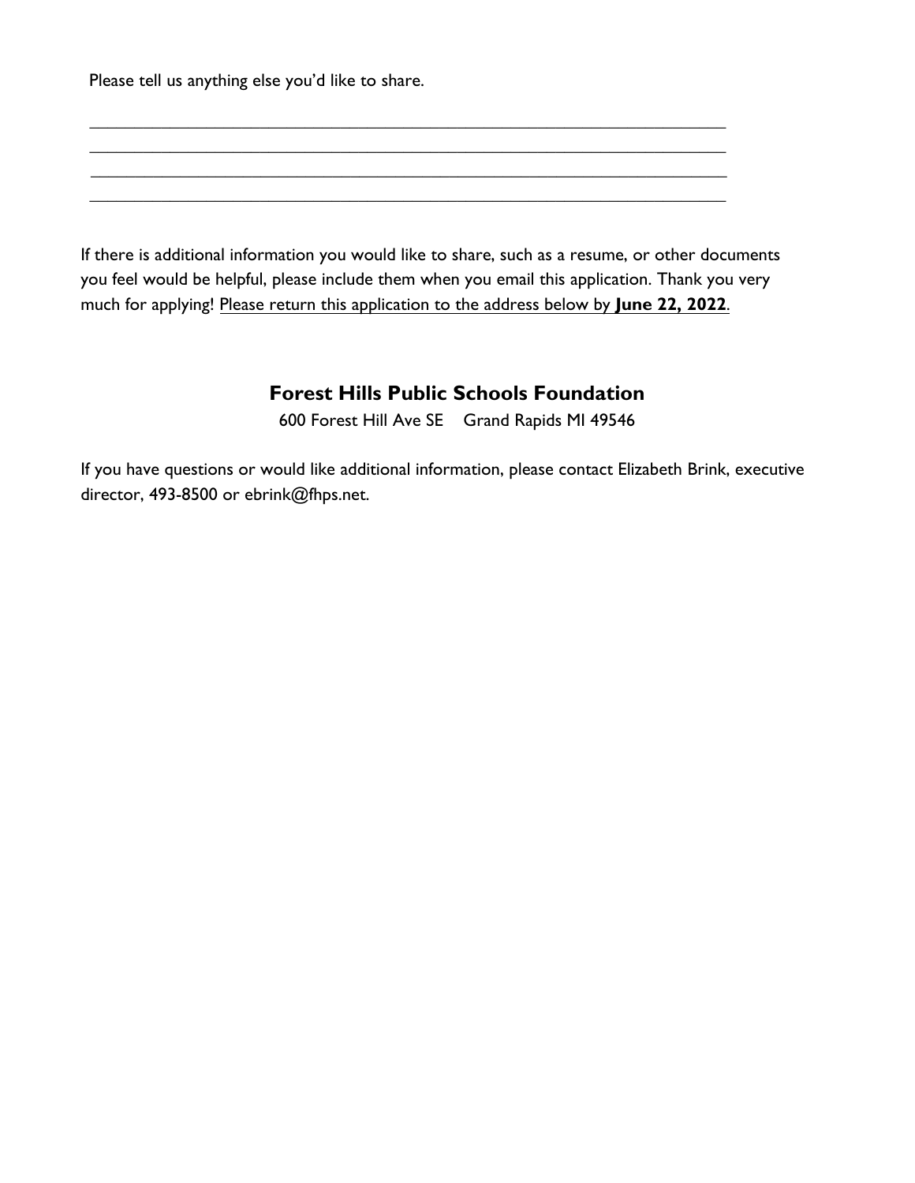Please tell us anything else you'd like to share.

_______________________________________________________________________
_______________________________________________________________________
_______________________________________________________________________
_______________________________________________________________________

If there is additional information you would like to share, such as a resume, or other documents you feel would be helpful, please include them when you email this application. Thank you very much for applying! Please return this application to the address below by **June 22, 2022**.

## Forest Hills Public Schools Foundation

600 Forest Hill Ave SE    Grand Rapids MI 49546

If you have questions or would like additional information, please contact Elizabeth Brink, executive director, 493-8500 or ebrink@fhps.net.